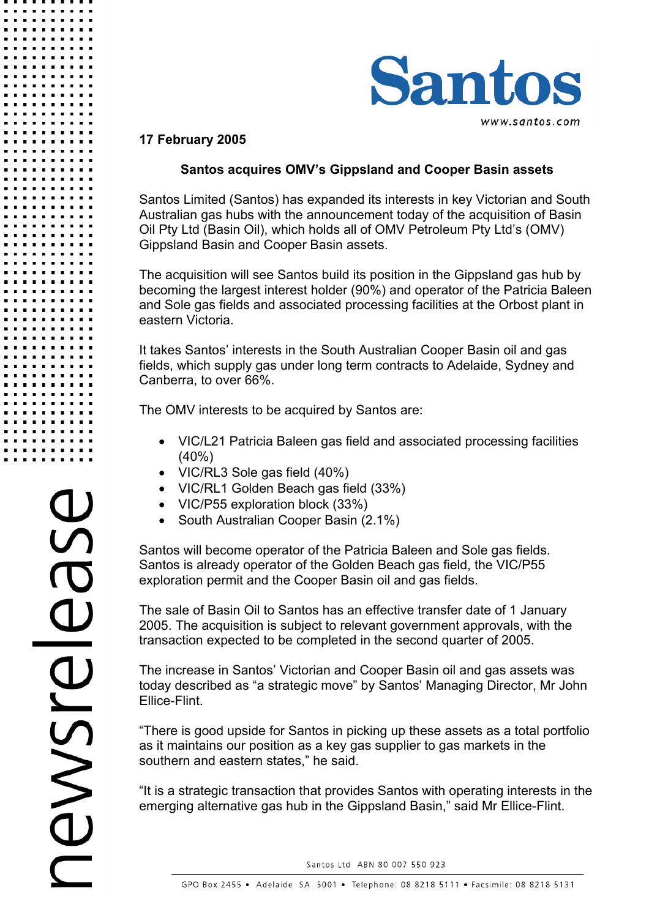**17 February 2005**

## Santos acquires OMV's Gippsland and Cooper Basin assets

Santos Limited (Santos) has expanded its interests in key Victorian and South Australian gas hubs with the announcement today of the acquisition of Basin Oil Pty Ltd (Basin Oil), which holds all of OMV Petroleum Pty Ltd's (OMV) Gippsland Basin and Cooper Basin assets.

The acquisition will see Santos build its position in the Gippsland gas hub by becoming the largest interest holder (90%) and operator of the Patricia Baleen and Sole gas fields and associated processing facilities at the Orbost plant in eastern Victoria.

It takes Santos' interests in the South Australian Cooper Basin oil and gas fields, which supply gas under long term contracts to Adelaide, Sydney and Canberra, to over 66%.

The OMV interests to be acquired by Santos are:

- VIC/L21 Patricia Baleen gas field and associated processing facilities (40%)
- VIC/RL3 Sole gas field (40%)
- VIC/RL1 Golden Beach gas field (33%)
- VIC/P55 exploration block (33%)
- South Australian Cooper Basin (2.1%)

Santos will become operator of the Patricia Baleen and Sole gas fields. Santos is already operator of the Golden Beach gas field, the VIC/P55 exploration permit and the Cooper Basin oil and gas fields.

The sale of Basin Oil to Santos has an effective transfer date of 1 January 2005. The acquisition is subject to relevant government approvals, with the transaction expected to be completed in the second quarter of 2005.

The increase in Santos' Victorian and Cooper Basin oil and gas assets was today described as "a strategic move" by Santos' Managing Director, Mr John Ellice-Flint.

"There is good upside for Santos in picking up these assets as a total portfolio as it maintains our position as a key gas supplier to gas markets in the southern and eastern states," he said.

"It is a strategic transaction that provides Santos with operating interests in the emerging alternative gas hub in the Gippsland Basin," said Mr Ellice-Flint.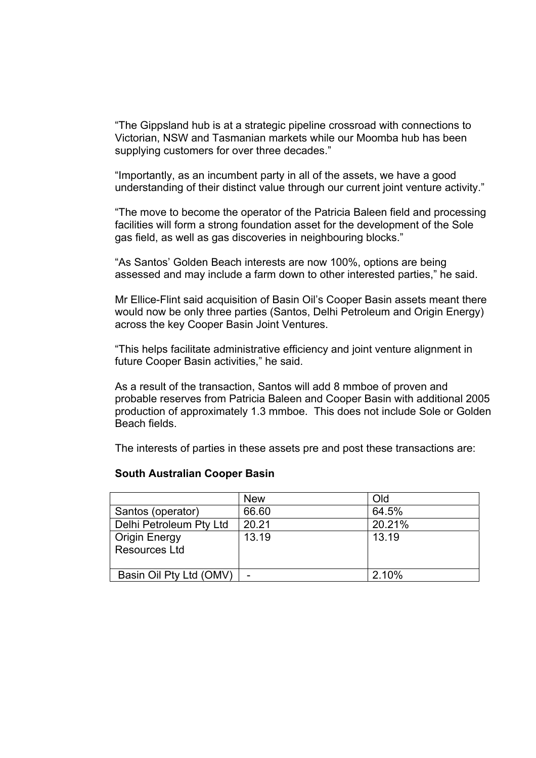"The Gippsland hub is at a strategic pipeline crossroad with connections to Victorian, NSW and Tasmanian markets while our Moomba hub has been supplying customers for over three decades."

"Importantly, as an incumbent party in all of the assets, we have a good understanding of their distinct value through our current joint venture activity."

"The move to become the operator of the Patricia Baleen field and processing facilities will form a strong foundation asset for the development of the Sole gas field, as well as gas discoveries in neighbouring blocks."

"As Santos' Golden Beach interests are now 100%, options are being assessed and may include a farm down to other interested parties," he said.

Mr Ellice-Flint said acquisition of Basin Oil's Cooper Basin assets meant there would now be only three parties (Santos, Delhi Petroleum and Origin Energy) across the key Cooper Basin Joint Ventures.

"This helps facilitate administrative efficiency and joint venture alignment in future Cooper Basin activities," he said.

As a result of the transaction, Santos will add 8 mmboe of proven and probable reserves from Patricia Baleen and Cooper Basin with additional 2005 production of approximately 1.3 mmboe. This does not include Sole or Golden Beach fields.

The interests of parties in these assets pre and post these transactions are:

**South Australian Cooper Basin**

| | New | Old |
|---|---|---|
| Santos (operator) | 66.60 | 64.5% |
| Delhi Petroleum Pty Ltd | 20.21 | 20.21% |
| Origin Energy Resources Ltd | 13.19 | 13.19 |
| Basin Oil Pty Ltd (OMV) | - | 2.10% |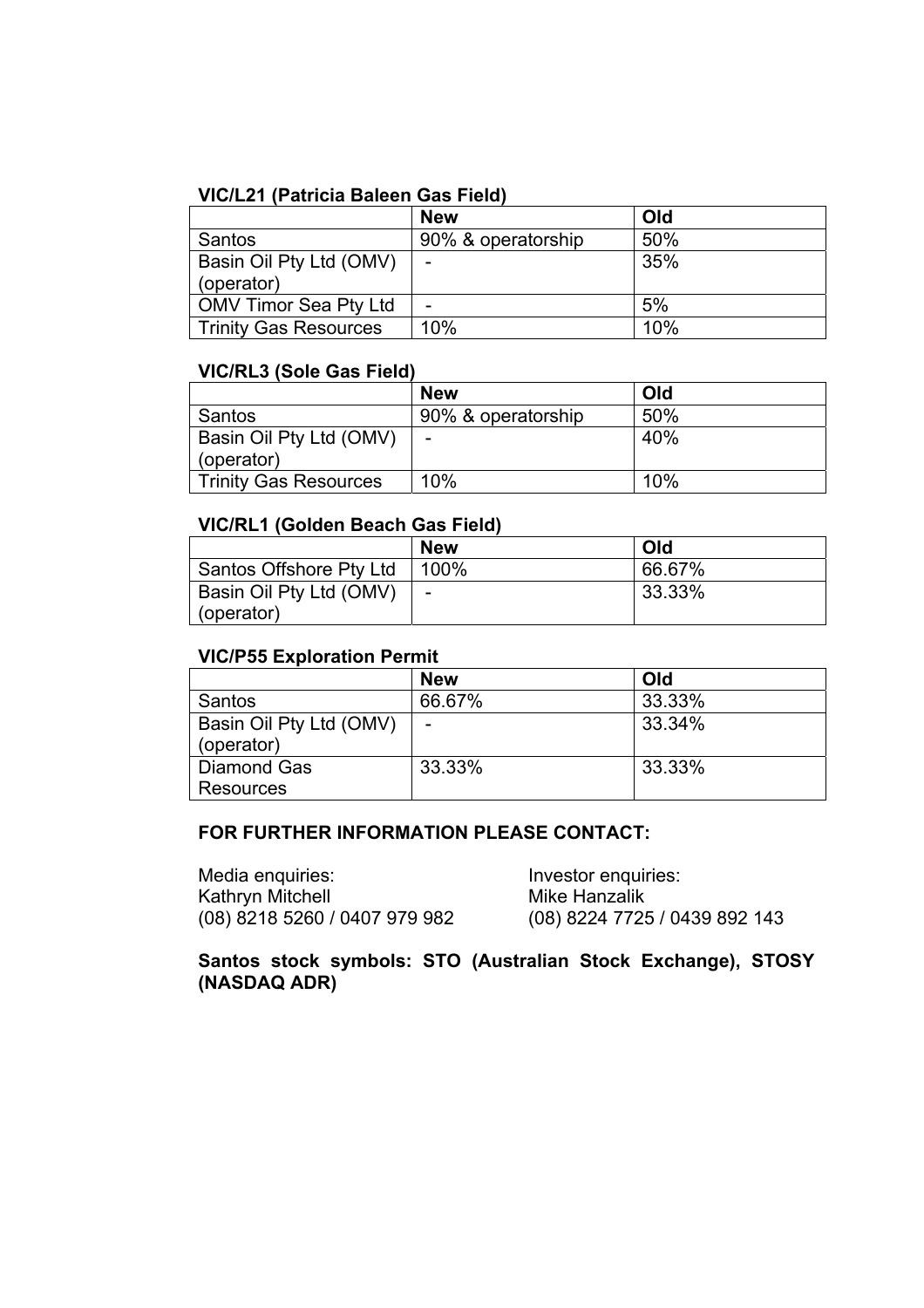**VIC/L21 (Patricia Baleen Gas Field)**

| | New | Old |
|---|---|---|
| Santos | 90% & operatorship | 50% |
| Basin Oil Pty Ltd (OMV) (operator) | - | 35% |
| OMV Timor Sea Pty Ltd | - | 5% |
| Trinity Gas Resources | 10% | 10% |

**VIC/RL3 (Sole Gas Field)**

| | New | Old |
|---|---|---|
| Santos | 90% & operatorship | 50% |
| Basin Oil Pty Ltd (OMV) (operator) | - | 40% |
| Trinity Gas Resources | 10% | 10% |

**VIC/RL1 (Golden Beach Gas Field)**

| | New | Old |
|---|---|---|
| Santos Offshore Pty Ltd | 100% | 66.67% |
| Basin Oil Pty Ltd (OMV) (operator) | - | 33.33% |

**VIC/P55 Exploration Permit**

| | New | Old |
|---|---|---|
| Santos | 66.67% | 33.33% |
| Basin Oil Pty Ltd (OMV) (operator) | - | 33.34% |
| Diamond Gas Resources | 33.33% | 33.33% |

**FOR FURTHER INFORMATION PLEASE CONTACT:**

Media enquiries:
Kathryn Mitchell
(08) 8218 5260 / 0407 979 982

Investor enquiries:
Mike Hanzalik
(08) 8224 7725 / 0439 892 143

**Santos stock symbols: STO (Australian Stock Exchange), STOSY (NASDAQ ADR)**